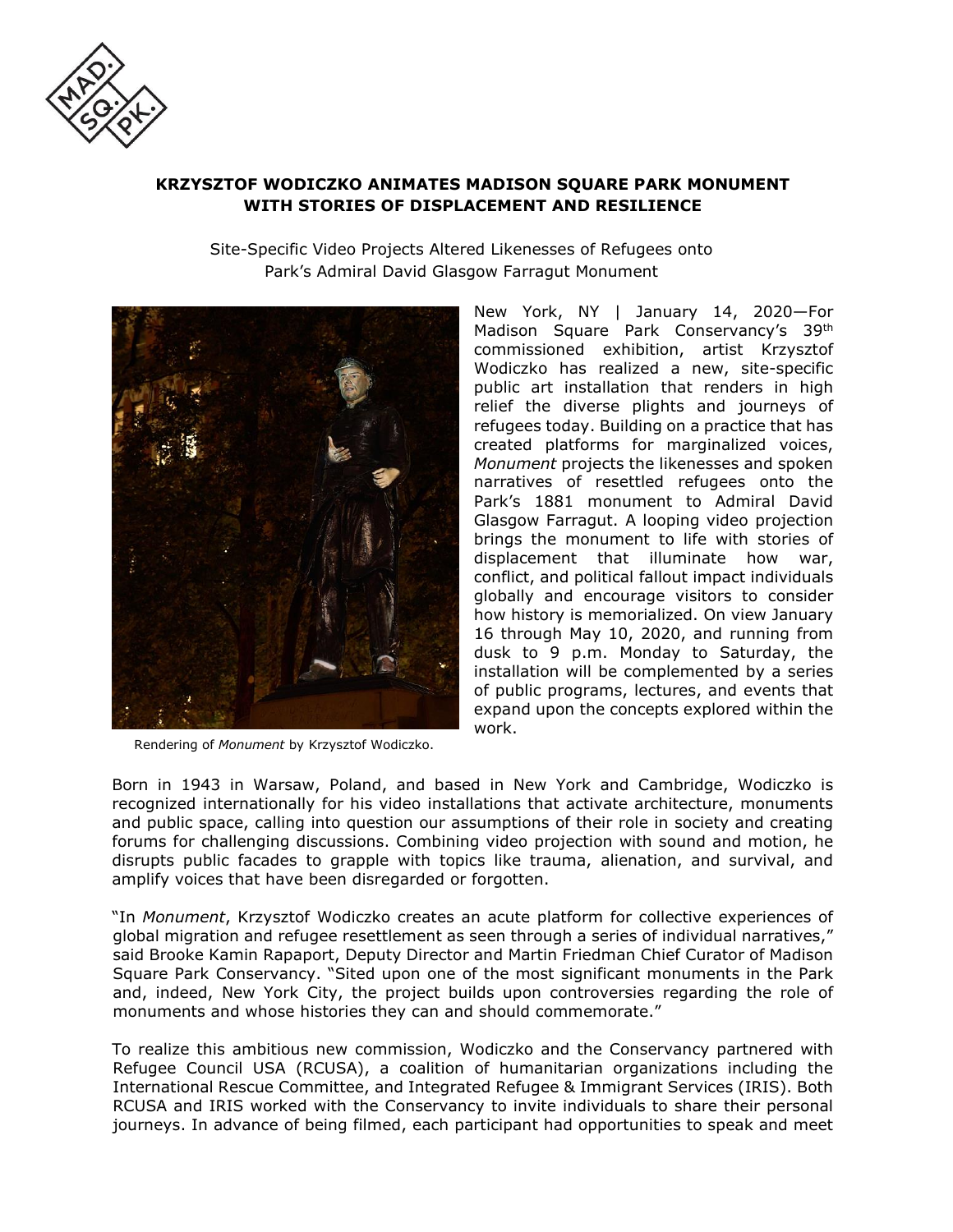# KRZYSZTOF WODICZKO ANIMATES MADISON SQUARE PARK MONUMENT WITH STORIES OF DISPLACEMENT AND RESILIENCE

Site-Specific Video Projects Altered Likenesses of Refugees onto Park's Admiral David Glasgow Farragut Monument

Rendering of *Monument* by Krzysztof Wodiczko.

New York, NY | January 14, 2020—For Madison Square Park Conservancy's 39th commissioned exhibition, artist Krzysztof Wodiczko has realized a new, site-specific public art installation that renders in high relief the diverse plights and journeys of refugees today. Building on a practice that has created platforms for marginalized voices, *Monument* projects the likenesses and spoken narratives of resettled refugees onto the Park's 1881 monument to Admiral David Glasgow Farragut. A looping video projection brings the monument to life with stories of displacement that illuminate how war, conflict, and political fallout impact individuals globally and encourage visitors to consider how history is memorialized. On view January 16 through May 10, 2020, and running from dusk to 9 p.m. Monday to Saturday, the installation will be complemented by a series of public programs, lectures, and events that expand upon the concepts explored within the work.

Born in 1943 in Warsaw, Poland, and based in New York and Cambridge, Wodiczko is recognized internationally for his video installations that activate architecture, monuments and public space, calling into question our assumptions of their role in society and creating forums for challenging discussions. Combining video projection with sound and motion, he disrupts public facades to grapple with topics like trauma, alienation, and survival, and amplify voices that have been disregarded or forgotten.

"In *Monument*, Krzysztof Wodiczko creates an acute platform for collective experiences of global migration and refugee resettlement as seen through a series of individual narratives," said Brooke Kamin Rapaport, Deputy Director and Martin Friedman Chief Curator of Madison Square Park Conservancy. "Sited upon one of the most significant monuments in the Park and, indeed, New York City, the project builds upon controversies regarding the role of monuments and whose histories they can and should commemorate."

To realize this ambitious new commission, Wodiczko and the Conservancy partnered with Refugee Council USA (RCUSA), a coalition of humanitarian organizations including the International Rescue Committee, and Integrated Refugee & Immigrant Services (IRIS). Both RCUSA and IRIS worked with the Conservancy to invite individuals to share their personal journeys. In advance of being filmed, each participant had opportunities to speak and meet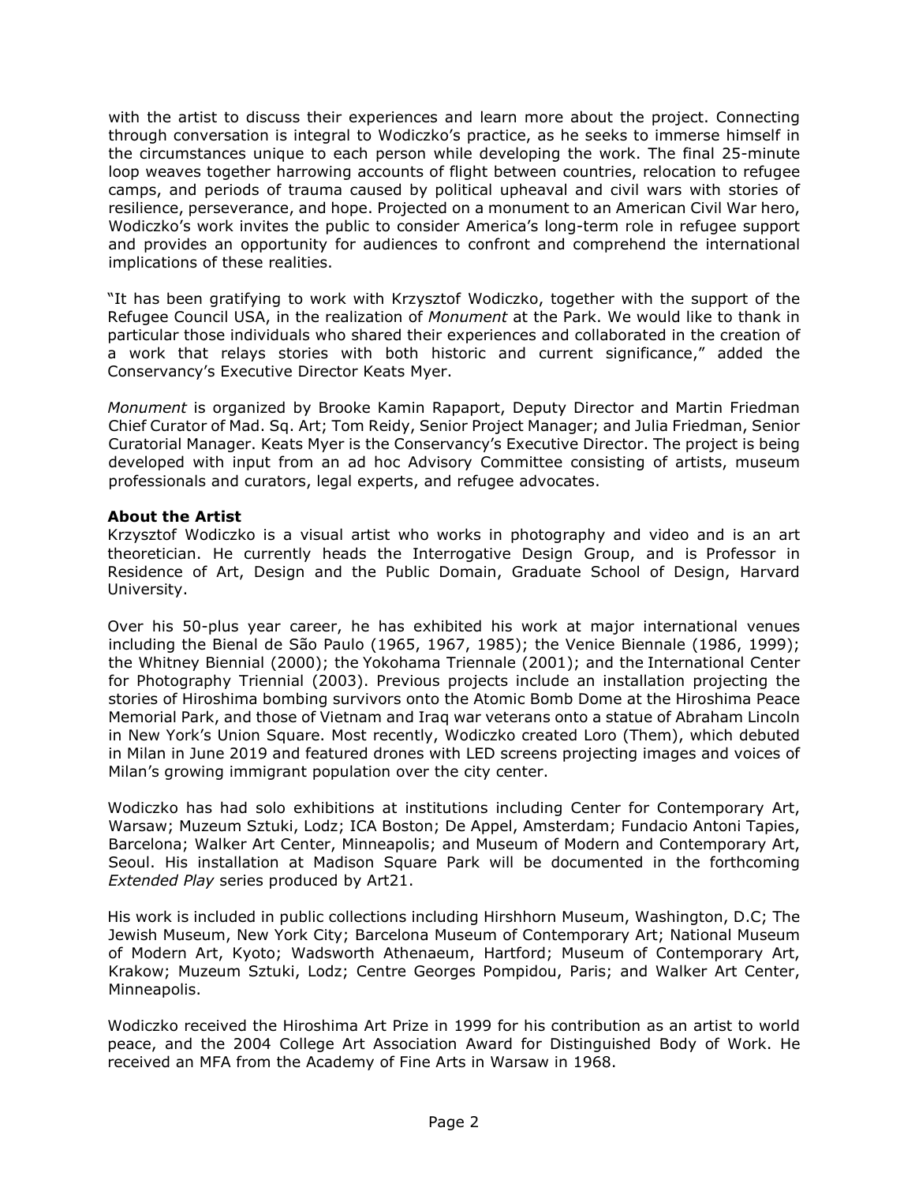with the artist to discuss their experiences and learn more about the project. Connecting through conversation is integral to Wodiczko's practice, as he seeks to immerse himself in the circumstances unique to each person while developing the work. The final 25-minute loop weaves together harrowing accounts of flight between countries, relocation to refugee camps, and periods of trauma caused by political upheaval and civil wars with stories of resilience, perseverance, and hope. Projected on a monument to an American Civil War hero, Wodiczko's work invites the public to consider America's long-term role in refugee support and provides an opportunity for audiences to confront and comprehend the international implications of these realities.

"It has been gratifying to work with Krzysztof Wodiczko, together with the support of the Refugee Council USA, in the realization of *Monument* at the Park. We would like to thank in particular those individuals who shared their experiences and collaborated in the creation of a work that relays stories with both historic and current significance," added the Conservancy's Executive Director Keats Myer.

*Monument* is organized by Brooke Kamin Rapaport, Deputy Director and Martin Friedman Chief Curator of Mad. Sq. Art; Tom Reidy, Senior Project Manager; and Julia Friedman, Senior Curatorial Manager. Keats Myer is the Conservancy's Executive Director. The project is being developed with input from an ad hoc Advisory Committee consisting of artists, museum professionals and curators, legal experts, and refugee advocates.

**About the Artist**

Krzysztof Wodiczko is a visual artist who works in photography and video and is an art theoretician. He currently heads the Interrogative Design Group, and is Professor in Residence of Art, Design and the Public Domain, Graduate School of Design, Harvard University.

Over his 50-plus year career, he has exhibited his work at major international venues including the Bienal de São Paulo (1965, 1967, 1985); the Venice Biennale (1986, 1999); the Whitney Biennial (2000); the Yokohama Triennale (2001); and the International Center for Photography Triennial (2003). Previous projects include an installation projecting the stories of Hiroshima bombing survivors onto the Atomic Bomb Dome at the Hiroshima Peace Memorial Park, and those of Vietnam and Iraq war veterans onto a statue of Abraham Lincoln in New York's Union Square. Most recently, Wodiczko created Loro (Them), which debuted in Milan in June 2019 and featured drones with LED screens projecting images and voices of Milan's growing immigrant population over the city center.

Wodiczko has had solo exhibitions at institutions including Center for Contemporary Art, Warsaw; Muzeum Sztuki, Lodz; ICA Boston; De Appel, Amsterdam; Fundacio Antoni Tapies, Barcelona; Walker Art Center, Minneapolis; and Museum of Modern and Contemporary Art, Seoul. His installation at Madison Square Park will be documented in the forthcoming *Extended Play* series produced by Art21.

His work is included in public collections including Hirshhorn Museum, Washington, D.C; The Jewish Museum, New York City; Barcelona Museum of Contemporary Art; National Museum of Modern Art, Kyoto; Wadsworth Athenaeum, Hartford; Museum of Contemporary Art, Krakow; Muzeum Sztuki, Lodz; Centre Georges Pompidou, Paris; and Walker Art Center, Minneapolis.

Wodiczko received the Hiroshima Art Prize in 1999 for his contribution as an artist to world peace, and the 2004 College Art Association Award for Distinguished Body of Work. He received an MFA from the Academy of Fine Arts in Warsaw in 1968.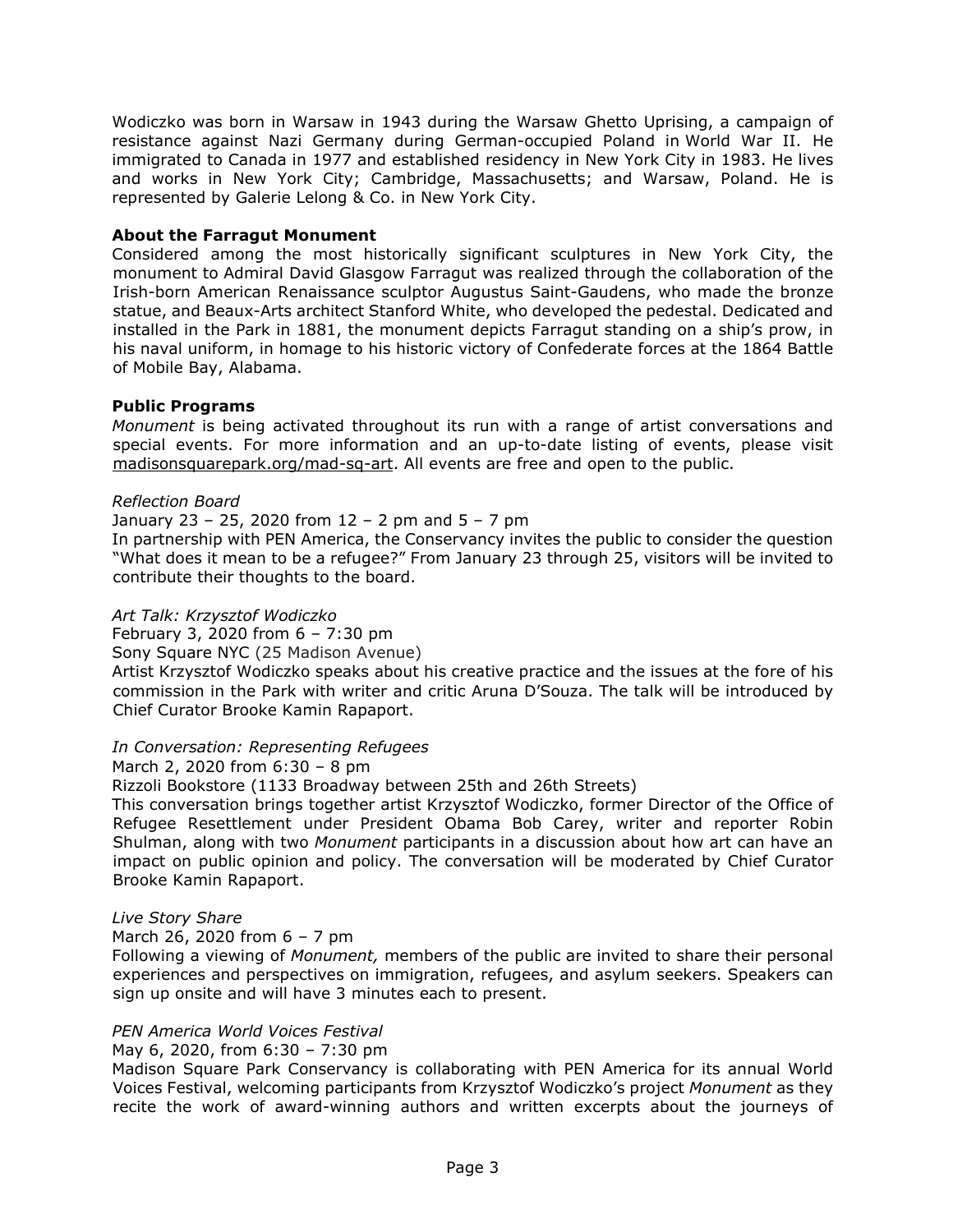Wodiczko was born in Warsaw in 1943 during the Warsaw Ghetto Uprising, a campaign of resistance against Nazi Germany during German-occupied Poland in World War II. He immigrated to Canada in 1977 and established residency in New York City in 1983. He lives and works in New York City; Cambridge, Massachusetts; and Warsaw, Poland. He is represented by Galerie Lelong & Co. in New York City.

**About the Farragut Monument**

Considered among the most historically significant sculptures in New York City, the monument to Admiral David Glasgow Farragut was realized through the collaboration of the Irish-born American Renaissance sculptor Augustus Saint-Gaudens, who made the bronze statue, and Beaux-Arts architect Stanford White, who developed the pedestal. Dedicated and installed in the Park in 1881, the monument depicts Farragut standing on a ship's prow, in his naval uniform, in homage to his historic victory of Confederate forces at the 1864 Battle of Mobile Bay, Alabama.

**Public Programs**

*Monument* is being activated throughout its run with a range of artist conversations and special events. For more information and an up-to-date listing of events, please visit madisonsquarepark.org/mad-sq-art. All events are free and open to the public.

*Reflection Board*

January 23 – 25, 2020 from 12 – 2 pm and 5 – 7 pm

In partnership with PEN America, the Conservancy invites the public to consider the question "What does it mean to be a refugee?" From January 23 through 25, visitors will be invited to contribute their thoughts to the board.

*Art Talk: Krzysztof Wodiczko*

February 3, 2020 from 6 – 7:30 pm

Sony Square NYC (25 Madison Avenue)

Artist Krzysztof Wodiczko speaks about his creative practice and the issues at the fore of his commission in the Park with writer and critic Aruna D'Souza. The talk will be introduced by Chief Curator Brooke Kamin Rapaport.

*In Conversation: Representing Refugees*

March 2, 2020 from 6:30 – 8 pm

Rizzoli Bookstore (1133 Broadway between 25th and 26th Streets)

This conversation brings together artist Krzysztof Wodiczko, former Director of the Office of Refugee Resettlement under President Obama Bob Carey, writer and reporter Robin Shulman, along with two *Monument* participants in a discussion about how art can have an impact on public opinion and policy. The conversation will be moderated by Chief Curator Brooke Kamin Rapaport.

*Live Story Share*

March 26, 2020 from 6 – 7 pm

Following a viewing of *Monument,* members of the public are invited to share their personal experiences and perspectives on immigration, refugees, and asylum seekers. Speakers can sign up onsite and will have 3 minutes each to present.

*PEN America World Voices Festival*

May 6, 2020, from 6:30 – 7:30 pm

Madison Square Park Conservancy is collaborating with PEN America for its annual World Voices Festival, welcoming participants from Krzysztof Wodiczko's project *Monument* as they recite the work of award-winning authors and written excerpts about the journeys of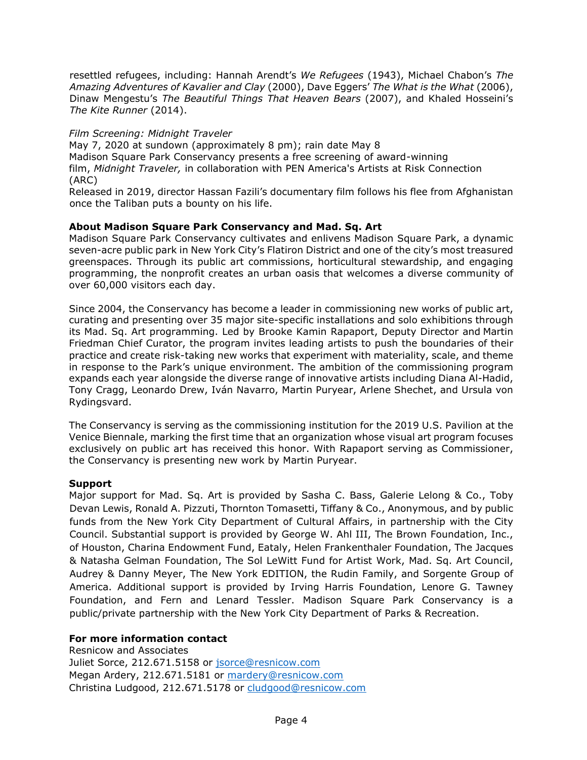resettled refugees, including: Hannah Arendt's *We Refugees* (1943), Michael Chabon's *The Amazing Adventures of Kavalier and Clay* (2000), Dave Eggers' *The What is the What* (2006), Dinaw Mengestu's *The Beautiful Things That Heaven Bears* (2007), and Khaled Hosseini's *The Kite Runner* (2014).

*Film Screening: Midnight Traveler*
May 7, 2020 at sundown (approximately 8 pm); rain date May 8
Madison Square Park Conservancy presents a free screening of award-winning film, *Midnight Traveler,* in collaboration with PEN America's Artists at Risk Connection (ARC)
Released in 2019, director Hassan Fazili's documentary film follows his flee from Afghanistan once the Taliban puts a bounty on his life.

**About Madison Square Park Conservancy and Mad. Sq. Art**
Madison Square Park Conservancy cultivates and enlivens Madison Square Park, a dynamic seven-acre public park in New York City's Flatiron District and one of the city's most treasured greenspaces. Through its public art commissions, horticultural stewardship, and engaging programming, the nonprofit creates an urban oasis that welcomes a diverse community of over 60,000 visitors each day.

Since 2004, the Conservancy has become a leader in commissioning new works of public art, curating and presenting over 35 major site-specific installations and solo exhibitions through its Mad. Sq. Art programming. Led by Brooke Kamin Rapaport, Deputy Director and Martin Friedman Chief Curator, the program invites leading artists to push the boundaries of their practice and create risk-taking new works that experiment with materiality, scale, and theme in response to the Park's unique environment. The ambition of the commissioning program expands each year alongside the diverse range of innovative artists including Diana Al-Hadid, Tony Cragg, Leonardo Drew, Iván Navarro, Martin Puryear, Arlene Shechet, and Ursula von Rydingsvard.

The Conservancy is serving as the commissioning institution for the 2019 U.S. Pavilion at the Venice Biennale, marking the first time that an organization whose visual art program focuses exclusively on public art has received this honor. With Rapaport serving as Commissioner, the Conservancy is presenting new work by Martin Puryear.

**Support**
Major support for Mad. Sq. Art is provided by Sasha C. Bass, Galerie Lelong & Co., Toby Devan Lewis, Ronald A. Pizzuti, Thornton Tomasetti, Tiffany & Co., Anonymous, and by public funds from the New York City Department of Cultural Affairs, in partnership with the City Council. Substantial support is provided by George W. Ahl III, The Brown Foundation, Inc., of Houston, Charina Endowment Fund, Eataly, Helen Frankenthaler Foundation, The Jacques & Natasha Gelman Foundation, The Sol LeWitt Fund for Artist Work, Mad. Sq. Art Council, Audrey & Danny Meyer, The New York EDITION, the Rudin Family, and Sorgente Group of America. Additional support is provided by Irving Harris Foundation, Lenore G. Tawney Foundation, and Fern and Lenard Tessler. Madison Square Park Conservancy is a public/private partnership with the New York City Department of Parks & Recreation.

**For more information contact**
Resnicow and Associates
Juliet Sorce, 212.671.5158 or jsorce@resnicow.com
Megan Ardery, 212.671.5181 or mardery@resnicow.com
Christina Ludgood, 212.671.5178 or cludgood@resnicow.com